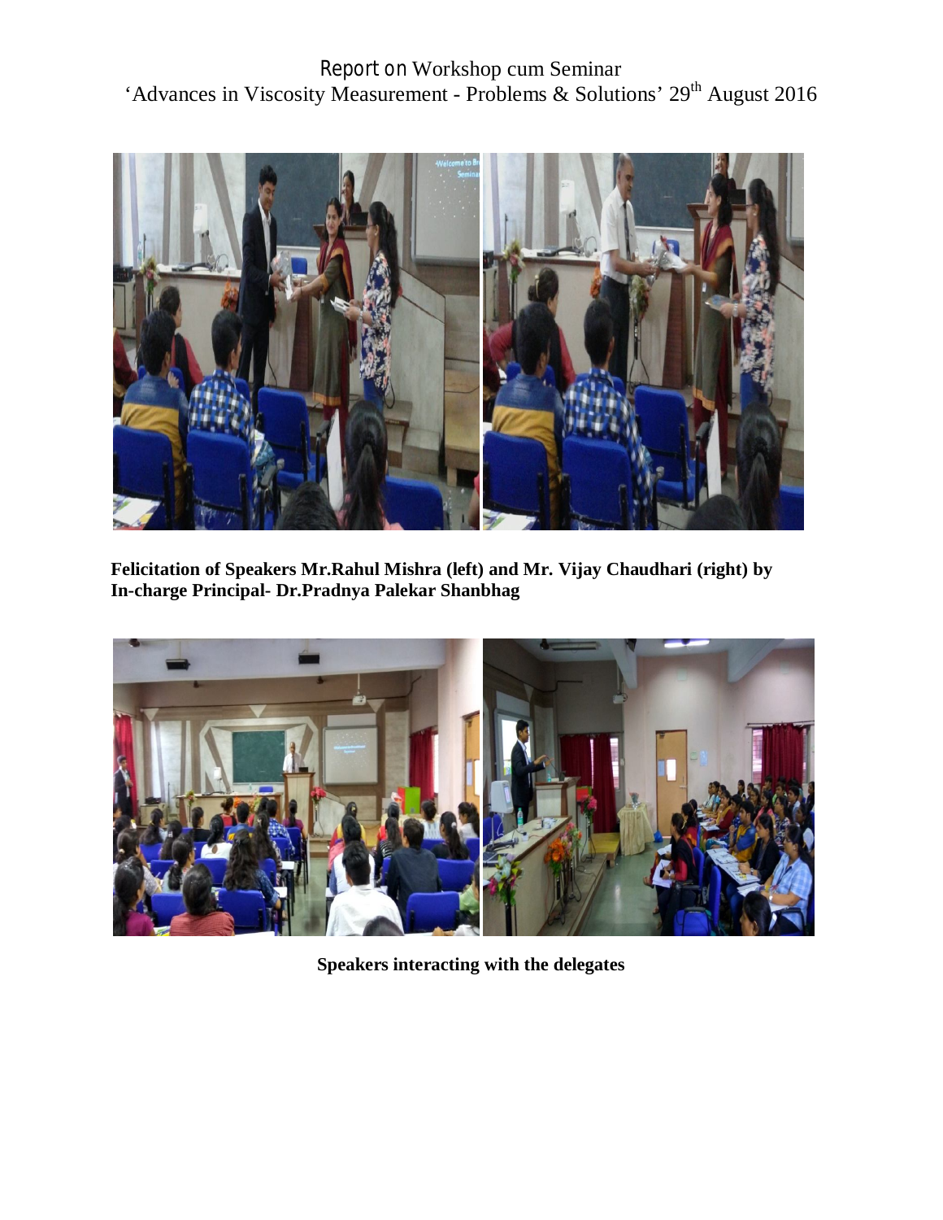# Report on Workshop cum Seminar 'Advances in Viscosity Measurement - Problems & Solutions' 29th August 2016

**Felicitation of Speakers Mr.Rahul Mishra (left) and Mr. Vijay Chaudhari (right) by In-charge Principal- Dr.Pradnya Palekar Shanbhag**

**Speakers interacting with the delegates**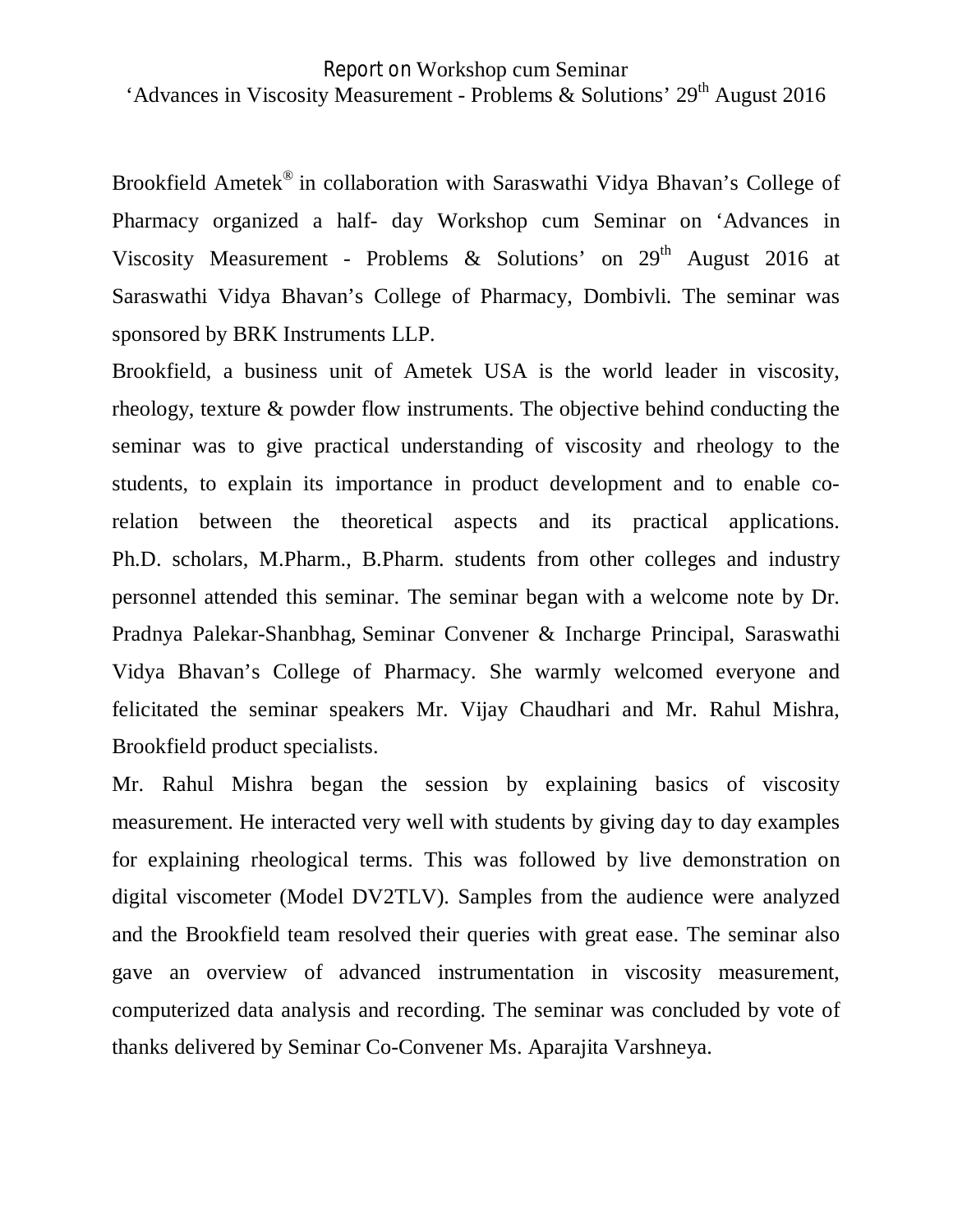# Report on Workshop cum Seminar

## 'Advances in Viscosity Measurement - Problems & Solutions' 29th August 2016

Brookfield Ametek® in collaboration with Saraswathi Vidya Bhavan's College of Pharmacy organized a half- day Workshop cum Seminar on 'Advances in Viscosity Measurement - Problems & Solutions' on 29th August 2016 at Saraswathi Vidya Bhavan's College of Pharmacy, Dombivli. The seminar was sponsored by BRK Instruments LLP.

Brookfield, a business unit of Ametek USA is the world leader in viscosity, rheology, texture & powder flow instruments. The objective behind conducting the seminar was to give practical understanding of viscosity and rheology to the students, to explain its importance in product development and to enable co-relation between the theoretical aspects and its practical applications. Ph.D. scholars, M.Pharm., B.Pharm. students from other colleges and industry personnel attended this seminar. The seminar began with a welcome note by Dr. Pradnya Palekar-Shanbhag, Seminar Convener & Incharge Principal, Saraswathi Vidya Bhavan's College of Pharmacy. She warmly welcomed everyone and felicitated the seminar speakers Mr. Vijay Chaudhari and Mr. Rahul Mishra, Brookfield product specialists.

Mr. Rahul Mishra began the session by explaining basics of viscosity measurement. He interacted very well with students by giving day to day examples for explaining rheological terms. This was followed by live demonstration on digital viscometer (Model DV2TLV). Samples from the audience were analyzed and the Brookfield team resolved their queries with great ease. The seminar also gave an overview of advanced instrumentation in viscosity measurement, computerized data analysis and recording. The seminar was concluded by vote of thanks delivered by Seminar Co-Convener Ms. Aparajita Varshneya.